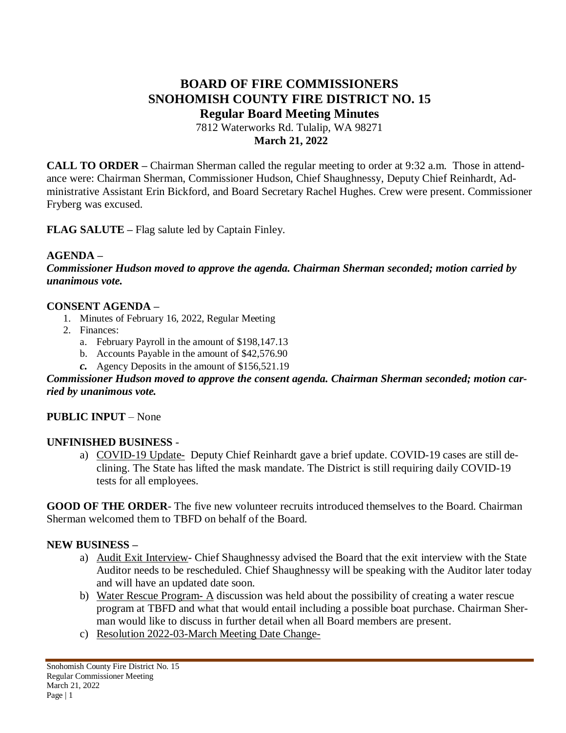# BOARD OF FIRE COMMISSIONERS
# SNOHOMISH COUNTY FIRE DISTRICT NO. 15
## Regular Board Meeting Minutes

7812 Waterworks Rd. Tulalip, WA 98271
**March 21, 2022**

**CALL TO ORDER –** Chairman Sherman called the regular meeting to order at 9:32 a.m. Those in attendance were: Chairman Sherman, Commissioner Hudson, Chief Shaughnessy, Deputy Chief Reinhardt, Administrative Assistant Erin Bickford, and Board Secretary Rachel Hughes. Crew were present. Commissioner Fryberg was excused.

**FLAG SALUTE –** Flag salute led by Captain Finley.

**AGENDA –**

***Commissioner Hudson moved to approve the agenda. Chairman Sherman seconded; motion carried by unanimous vote.***

**CONSENT AGENDA –**

1. Minutes of February 16, 2022, Regular Meeting
2. Finances:
   a. February Payroll in the amount of $198,147.13
   b. Accounts Payable in the amount of $42,576.90
   c. Agency Deposits in the amount of $156,521.19

***Commissioner Hudson moved to approve the consent agenda. Chairman Sherman seconded; motion carried by unanimous vote.***

**PUBLIC INPUT** – None

**UNFINISHED BUSINESS** -

a) COVID-19 Update- Deputy Chief Reinhardt gave a brief update. COVID-19 cases are still declining. The State has lifted the mask mandate. The District is still requiring daily COVID-19 tests for all employees.

**GOOD OF THE ORDER**- The five new volunteer recruits introduced themselves to the Board. Chairman Sherman welcomed them to TBFD on behalf of the Board.

**NEW BUSINESS –**

a) Audit Exit Interview- Chief Shaughnessy advised the Board that the exit interview with the State Auditor needs to be rescheduled. Chief Shaughnessy will be speaking with the Auditor later today and will have an updated date soon.
b) Water Rescue Program- A discussion was held about the possibility of creating a water rescue program at TBFD and what that would entail including a possible boat purchase. Chairman Sherman would like to discuss in further detail when all Board members are present.
c) Resolution 2022-03-March Meeting Date Change-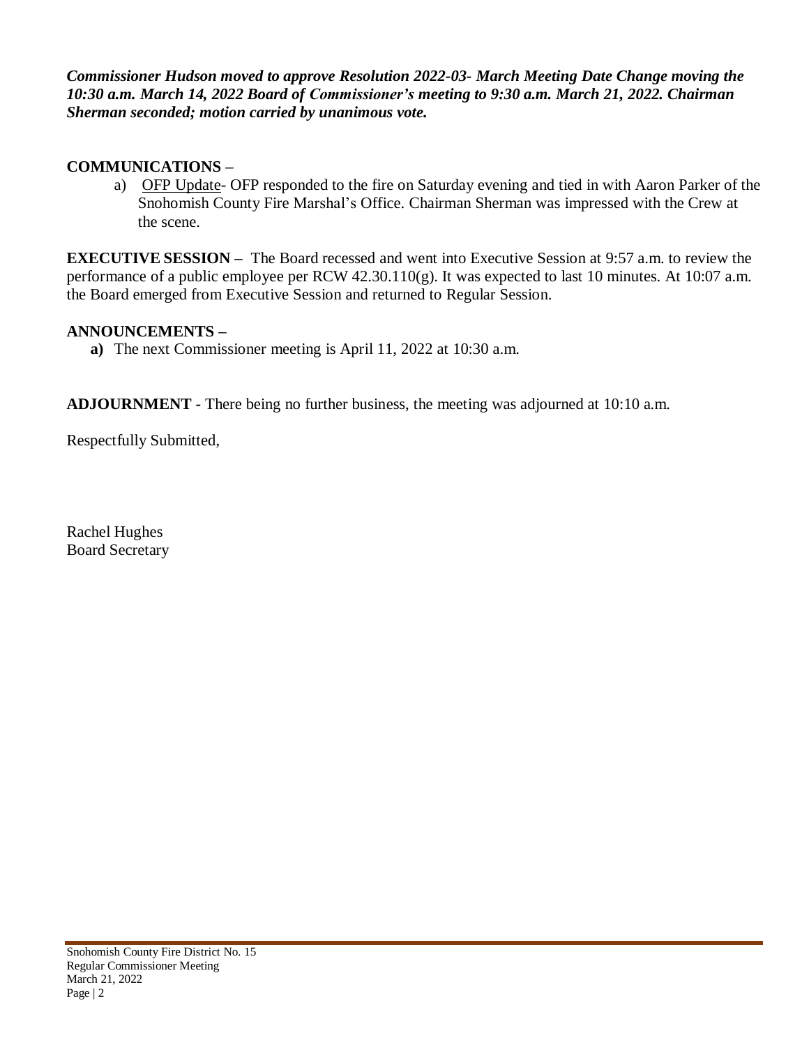***Commissioner Hudson moved to approve Resolution 2022-03- March Meeting Date Change moving the 10:30 a.m. March 14, 2022 Board of Commissioner's meeting to 9:30 a.m. March 21, 2022. Chairman Sherman seconded; motion carried by unanimous vote.***

**COMMUNICATIONS –**

a) OFP Update- OFP responded to the fire on Saturday evening and tied in with Aaron Parker of the Snohomish County Fire Marshal's Office. Chairman Sherman was impressed with the Crew at the scene.

**EXECUTIVE SESSION –** The Board recessed and went into Executive Session at 9:57 a.m. to review the performance of a public employee per RCW 42.30.110(g). It was expected to last 10 minutes. At 10:07 a.m. the Board emerged from Executive Session and returned to Regular Session.

**ANNOUNCEMENTS –**

**a)** The next Commissioner meeting is April 11, 2022 at 10:30 a.m.

**ADJOURNMENT -** There being no further business, the meeting was adjourned at 10:10 a.m.

Respectfully Submitted,

Rachel Hughes
Board Secretary